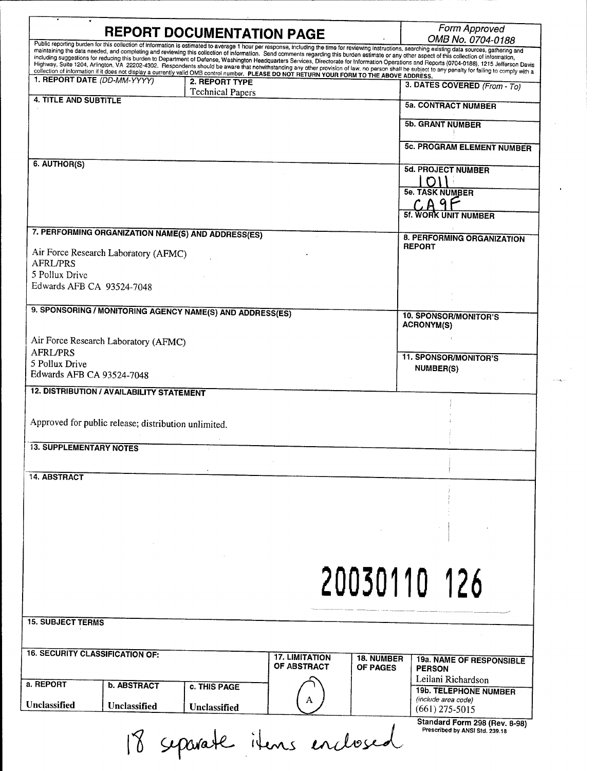# REPORT DOCUMENTATION PAGE

*Form Approved*
*OMB No. 0704-0188*

Public reporting burden for this collection of information is estimated to average 1 hour per response, including the time for reviewing instructions, searching existing data sources, gathering and maintaining the data needed, and completing and reviewing this collection of information. Send comments regarding this burden estimate or any other aspect of this collection of information, including suggestions for reducing this burden to Department of Defense, Washington Headquarters Services, Directorate for Information Operations and Reports (0704-0188), 1215 Jefferson Davis Highway, Suite 1204, Arlington, VA 22202-4302. Respondents should be aware that notwithstanding any other provision of law, no person shall be subject to any penalty for failing to comply with a collection of information if it does not display a currently valid OMB control number. **PLEASE DO NOT RETURN YOUR FORM TO THE ABOVE ADDRESS.**

| | | |
|---|---|---|
| **1. REPORT DATE** *(DD-MM-YYYY)* | **2. REPORT TYPE** Technical Papers | **3. DATES COVERED** *(From - To)* |
| **4. TITLE AND SUBTITLE** | | **5a. CONTRACT NUMBER** |
| | | **5b. GRANT NUMBER** |
| | | **5c. PROGRAM ELEMENT NUMBER** |
| **6. AUTHOR(S)** | | **5d. PROJECT NUMBER** 1011 |
| | | **5e. TASK NUMBER** CA9F |
| | | **5f. WORK UNIT NUMBER** |
| **7. PERFORMING ORGANIZATION NAME(S) AND ADDRESS(ES)** Air Force Research Laboratory (AFMC) AFRL/PRS 5 Pollux Drive Edwards AFB CA 93524-7048 | | **8. PERFORMING ORGANIZATION REPORT** |
| **9. SPONSORING / MONITORING AGENCY NAME(S) AND ADDRESS(ES)** Air Force Research Laboratory (AFMC) AFRL/PRS 5 Pollux Drive Edwards AFB CA 93524-7048 | | **10. SPONSOR/MONITOR'S ACRONYM(S)** |
| | | **11. SPONSOR/MONITOR'S NUMBER(S)** |

**12. DISTRIBUTION / AVAILABILITY STATEMENT**

Approved for public release; distribution unlimited.

**13. SUPPLEMENTARY NOTES**

**14. ABSTRACT**

20030110 126

**15. SUBJECT TERMS**

| **16. SECURITY CLASSIFICATION OF:** | | | **17. LIMITATION OF ABSTRACT** | **18. NUMBER OF PAGES** | **19a. NAME OF RESPONSIBLE PERSON** Leilani Richardson |
|---|---|---|---|---|---|
| **a. REPORT** | **b. ABSTRACT** | **c. THIS PAGE** | | | **19b. TELEPHONE NUMBER** *(include area code)* |
| Unclassified | Unclassified | Unclassified | A | | (661) 275-5015 |

**Standard Form 298 (Rev. 8-98)**
Prescribed by ANSI Std. 239.18

18 separate items enclosed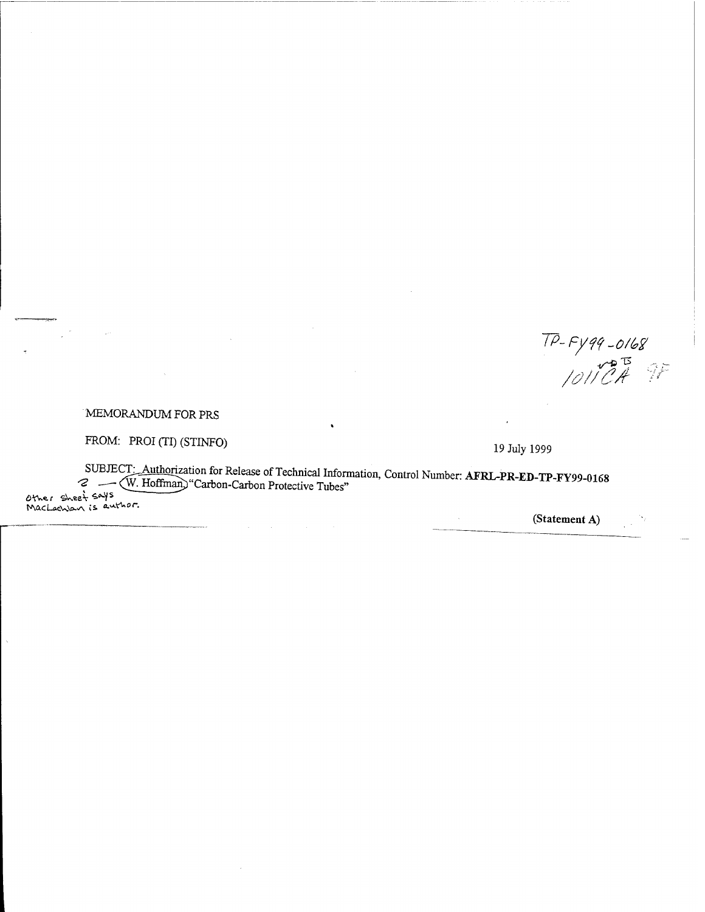TP-FY99-0168

1011CA

MEMORANDUM FOR PRS

FROM: PROI (TI) (STINFO)

19 July 1999

SUBJECT: Authorization for Release of Technical Information, Control Number: **AFRL-PR-ED-TP-FY99-0168**
2 — W. Hoffman, "Carbon-Carbon Protective Tubes"

other sheet says MacLachlan is author.

**(Statement A)**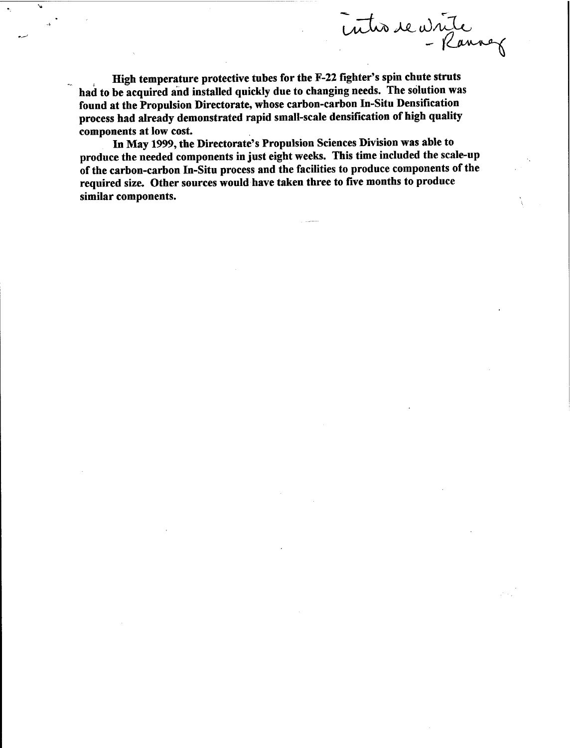intro re write
- Ranney

**High temperature protective tubes for the F-22 fighter's spin chute struts had to be acquired and installed quickly due to changing needs. The solution was found at the Propulsion Directorate, whose carbon-carbon In-Situ Densification process had already demonstrated rapid small-scale densification of high quality components at low cost.**

**In May 1999, the Directorate's Propulsion Sciences Division was able to produce the needed components in just eight weeks. This time included the scale-up of the carbon-carbon In-Situ process and the facilities to produce components of the required size. Other sources would have taken three to five months to produce similar components.**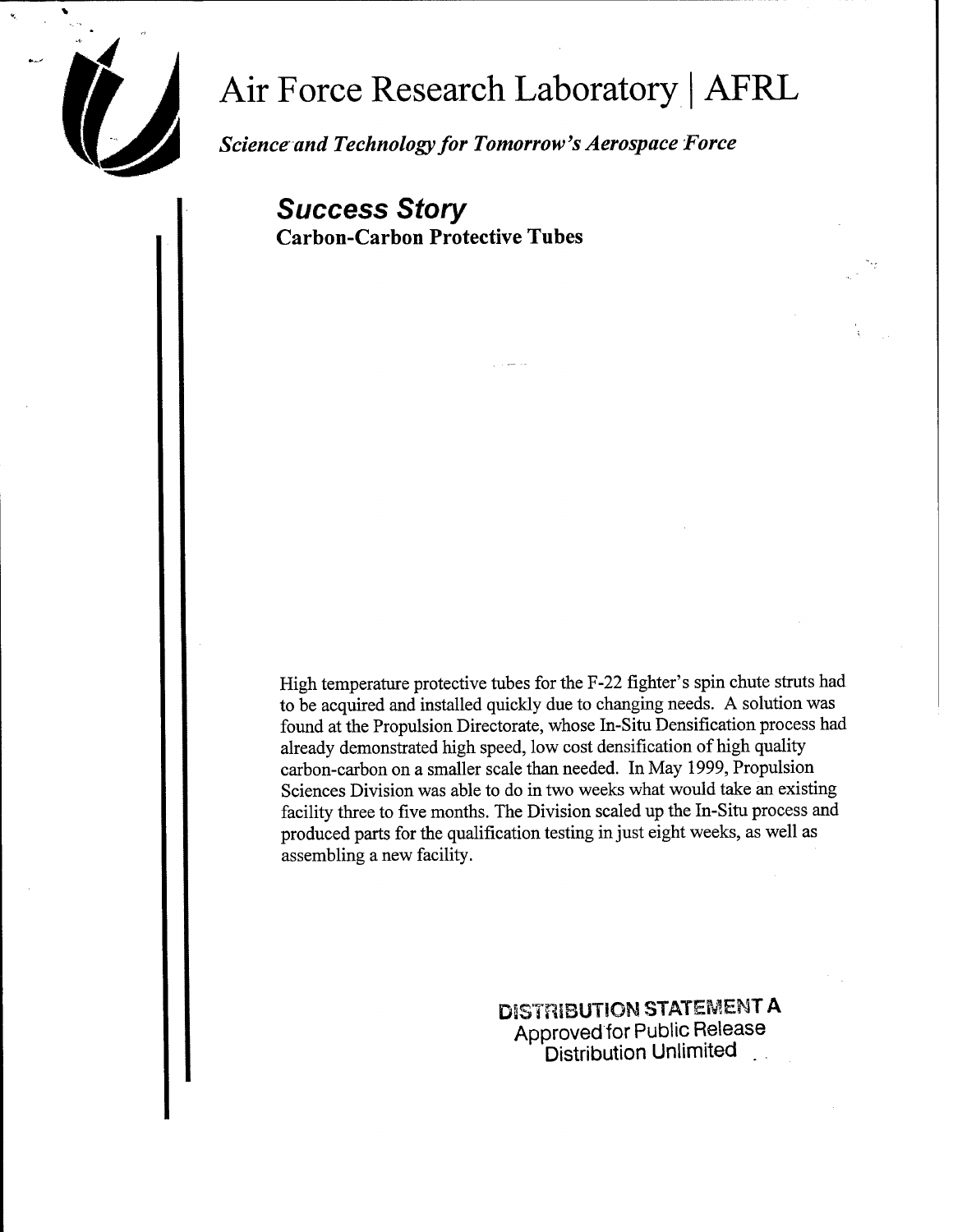# Air Force Research Laboratory | AFRL

***Science and Technology for Tomorrow's Aerospace Force***

## *Success Story*

### Carbon-Carbon Protective Tubes

High temperature protective tubes for the F-22 fighter's spin chute struts had to be acquired and installed quickly due to changing needs. A solution was found at the Propulsion Directorate, whose In-Situ Densification process had already demonstrated high speed, low cost densification of high quality carbon-carbon on a smaller scale than needed. In May 1999, Propulsion Sciences Division was able to do in two weeks what would take an existing facility three to five months. The Division scaled up the In-Situ process and produced parts for the qualification testing in just eight weeks, as well as assembling a new facility.

**DISTRIBUTION STATEMENT A**
Approved for Public Release
Distribution Unlimited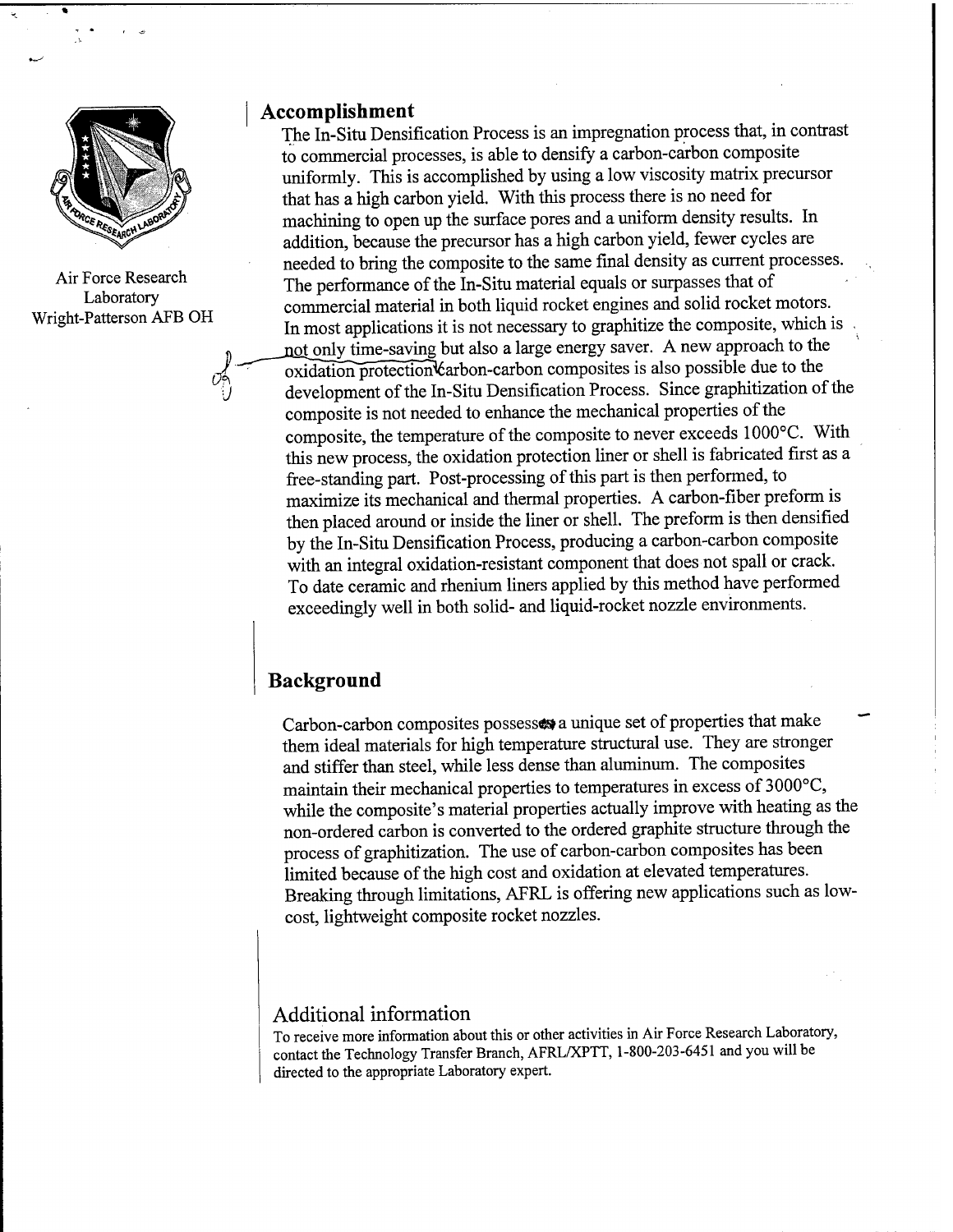Air Force Research Laboratory
Wright-Patterson AFB OH

## Accomplishment

The In-Situ Densification Process is an impregnation process that, in contrast to commercial processes, is able to densify a carbon-carbon composite uniformly. This is accomplished by using a low viscosity matrix precursor that has a high carbon yield. With this process there is no need for machining to open up the surface pores and a uniform density results. In addition, because the precursor has a high carbon yield, fewer cycles are needed to bring the composite to the same final density as current processes. The performance of the In-Situ material equals or surpasses that of commercial material in both liquid rocket engines and solid rocket motors. In most applications it is not necessary to graphitize the composite, which is not only time-saving but also a large energy saver. A new approach to the oxidation protection carbon-carbon composites is also possible due to the development of the In-Situ Densification Process. Since graphitization of the composite is not needed to enhance the mechanical properties of the composite, the temperature of the composite to never exceeds 1000°C. With this new process, the oxidation protection liner or shell is fabricated first as a free-standing part. Post-processing of this part is then performed, to maximize its mechanical and thermal properties. A carbon-fiber preform is then placed around or inside the liner or shell. The preform is then densified by the In-Situ Densification Process, producing a carbon-carbon composite with an integral oxidation-resistant component that does not spall or crack. To date ceramic and rhenium liners applied by this method have performed exceedingly well in both solid- and liquid-rocket nozzle environments.

## Background

Carbon-carbon composites possesses a unique set of properties that make them ideal materials for high temperature structural use. They are stronger and stiffer than steel, while less dense than aluminum. The composites maintain their mechanical properties to temperatures in excess of 3000°C, while the composite's material properties actually improve with heating as the non-ordered carbon is converted to the ordered graphite structure through the process of graphitization. The use of carbon-carbon composites has been limited because of the high cost and oxidation at elevated temperatures. Breaking through limitations, AFRL is offering new applications such as low-cost, lightweight composite rocket nozzles.

## Additional information

To receive more information about this or other activities in Air Force Research Laboratory, contact the Technology Transfer Branch, AFRL/XPTT, 1-800-203-6451 and you will be directed to the appropriate Laboratory expert.